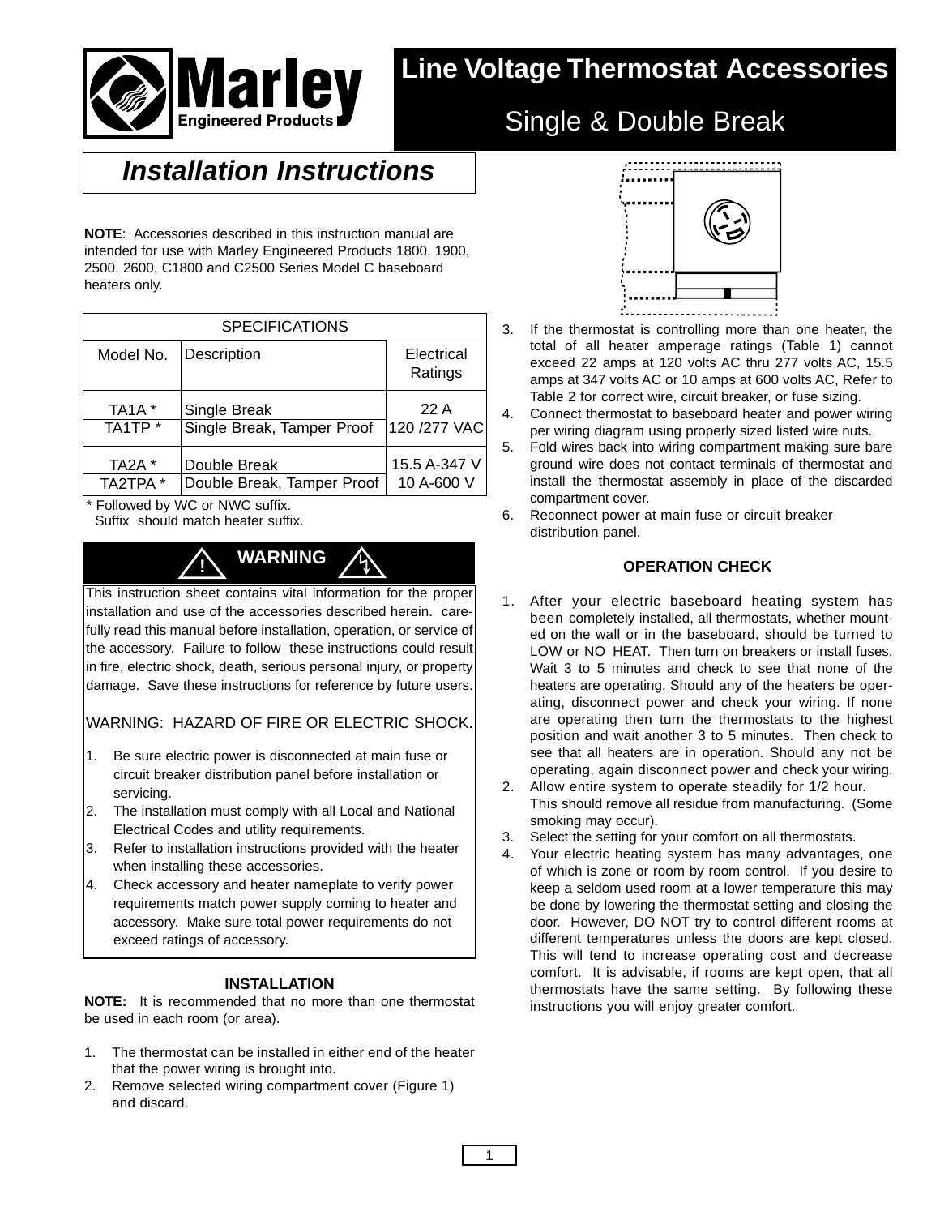# Line Voltage Thermostat Accessories

## Single & Double Break

## *Installation Instructions*

**NOTE**: Accessories described in this instruction manual are intended for use with Marley Engineered Products 1800, 1900, 2500, 2600, C1800 and C2500 Series Model C baseboard heaters only.

| SPECIFICATIONS | | |
|---|---|---|
| Model No. | Description | Electrical Ratings |
| TA1A * | Single Break | 22 A |
| TA1TP * | Single Break, Tamper Proof | 120 /277 VAC |
| TA2A * | Double Break | 15.5 A-347 V |
| TA2TPA * | Double Break, Tamper Proof | 10 A-600 V |

\* Followed by WC or NWC suffix.
Suffix should match heater suffix.

### WARNING

This instruction sheet contains vital information for the proper installation and use of the accessories described herein. carefully read this manual before installation, operation, or service of the accessory. Failure to follow these instructions could result in fire, electric shock, death, serious personal injury, or property damage. Save these instructions for reference by future users.

WARNING: HAZARD OF FIRE OR ELECTRIC SHOCK.

1. Be sure electric power is disconnected at main fuse or circuit breaker distribution panel before installation or servicing.
2. The installation must comply with all Local and National Electrical Codes and utility requirements.
3. Refer to installation instructions provided with the heater when installing these accessories.
4. Check accessory and heater nameplate to verify power requirements match power supply coming to heater and accessory. Make sure total power requirements do not exceed ratings of accessory.

### INSTALLATION

**NOTE:** It is recommended that no more than one thermostat be used in each room (or area).

1. The thermostat can be installed in either end of the heater that the power wiring is brought into.
2. Remove selected wiring compartment cover (Figure 1) and discard.
3. If the thermostat is controlling more than one heater, the total of all heater amperage ratings (Table 1) cannot exceed 22 amps at 120 volts AC thru 277 volts AC, 15.5 amps at 347 volts AC or 10 amps at 600 volts AC, Refer to Table 2 for correct wire, circuit breaker, or fuse sizing.
4. Connect thermostat to baseboard heater and power wiring per wiring diagram using properly sized listed wire nuts.
5. Fold wires back into wiring compartment making sure bare ground wire does not contact terminals of thermostat and install the thermostat assembly in place of the discarded compartment cover.
6. Reconnect power at main fuse or circuit breaker distribution panel.

### OPERATION CHECK

1. After your electric baseboard heating system has been completely installed, all thermostats, whether mounted on the wall or in the baseboard, should be turned to LOW or NO HEAT. Then turn on breakers or install fuses. Wait 3 to 5 minutes and check to see that none of the heaters are operating. Should any of the heaters be operating, disconnect power and check your wiring. If none are operating then turn the thermostats to the highest position and wait another 3 to 5 minutes. Then check to see that all heaters are in operation. Should any not be operating, again disconnect power and check your wiring.
2. Allow entire system to operate steadily for 1/2 hour. This should remove all residue from manufacturing. (Some smoking may occur).
3. Select the setting for your comfort on all thermostats.
4. Your electric heating system has many advantages, one of which is zone or room by room control. If you desire to keep a seldom used room at a lower temperature this may be done by lowering the thermostat setting and closing the door. However, DO NOT try to control different rooms at different temperatures unless the doors are kept closed. This will tend to increase operating cost and decrease comfort. It is advisable, if rooms are kept open, that all thermostats have the same setting. By following these instructions you will enjoy greater comfort.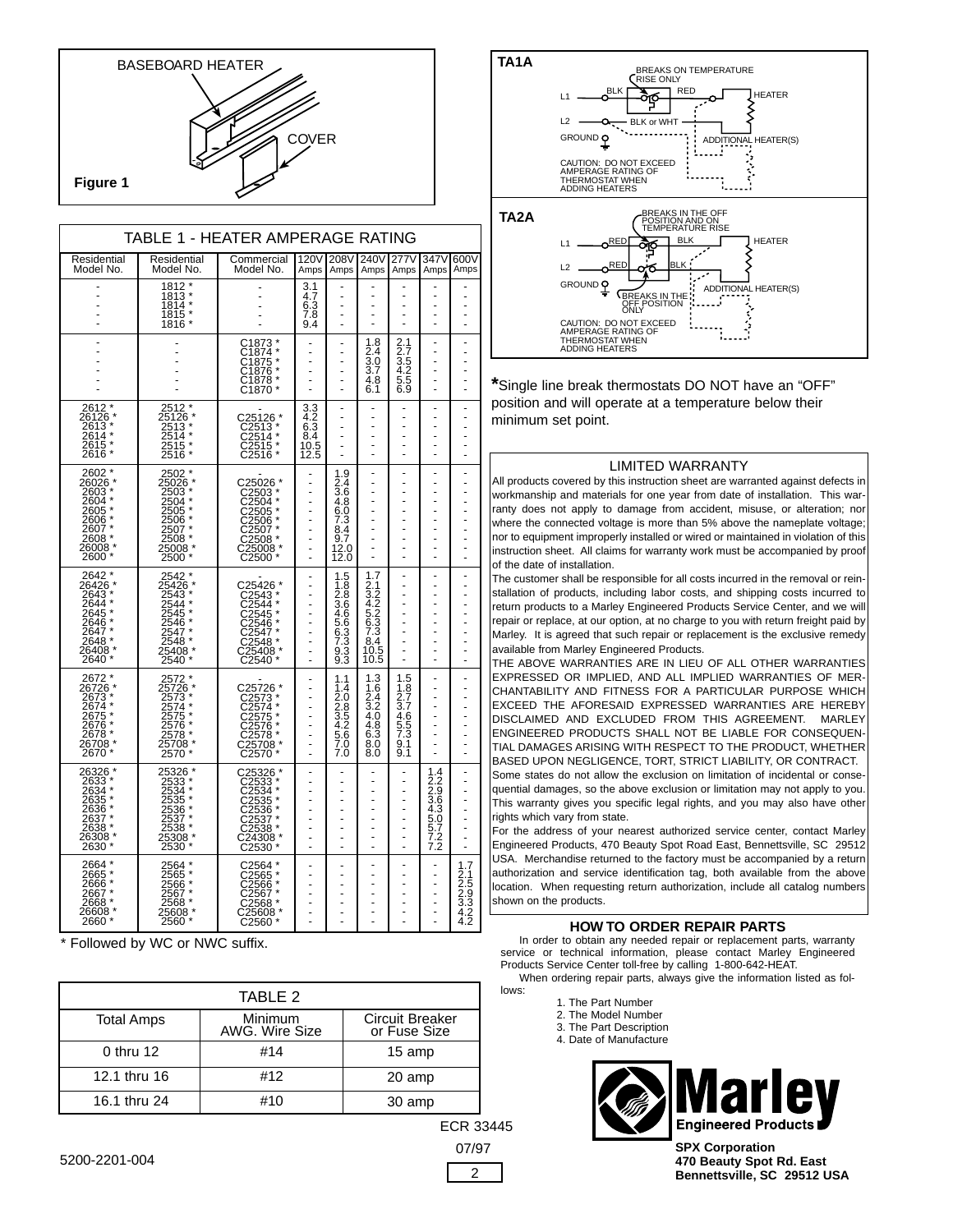BASEBOARD HEATER

COVER

**Figure 1**

| TABLE 1 - HEATER AMPERAGE RATING | | | | | | | | |
|---|---|---|---|---|---|---|---|---|
| Residential Model No. | Residential Model No. | Commercial Model No. | 120V Amps | 208V Amps | 240V Amps | 277V Amps | 347V Amps | 600V Amps |
| - | 1812 * | - | 3.1 | - | - | - | - | - |
| - | 1813 * | - | 4.7 | - | - | - | - | - |
| - | 1814 * | - | 6.3 | - | - | - | - | - |
| - | 1815 * | - | 7.8 | - | - | - | - | - |
| - | 1816 * | - | 9.4 | - | - | - | - | - |
| - | - | C1873 * | - | - | 1.8 | 2.1 | - | - |
| - | - | C1874 * | - | - | 2.4 | 2.7 | - | - |
| - | - | C1875 * | - | - | 3.0 | 3.5 | - | - |
| - | - | C1876 * | - | - | 3.7 | 4.2 | - | - |
| - | - | C1878 * | - | - | 4.8 | 5.5 | - | - |
| - | - | C1870 * | - | - | 6.1 | 6.9 | - | - |
| 2612 * | 2512 * | - | 3.3 | - | - | - | - | - |
| 26126 * | 25126 * | C25126 * | 4.2 | - | - | - | - | - |
| 2613 * | 2513 * | C2513 * | 6.3 | - | - | - | - | - |
| 2614 * | 2514 * | C2514 * | 8.4 | - | - | - | - | - |
| 2615 * | 2515 * | C2515 * | 10.5 | - | - | - | - | - |
| 2616 * | 2516 * | C2516 * | 12.5 | - | - | - | - | - |
| 2602 * | 2502 * | - | - | 1.9 | - | - | - | - |
| 26026 * | 25026 * | C25026 * | - | 2.4 | - | - | - | - |
| 2603 * | 2503 * | C2503 * | - | 3.6 | - | - | - | - |
| 2604 * | 2504 * | C2504 * | - | 4.8 | - | - | - | - |
| 2605 * | 2505 * | C2505 * | - | 6.0 | - | - | - | - |
| 2606 * | 2506 * | C2506 * | - | 7.3 | - | - | - | - |
| 2607 * | 2507 * | C2507 * | - | 8.4 | - | - | - | - |
| 2608 * | 2508 * | C2508 * | - | 9.7 | - | - | - | - |
| 26008 * | 25008 * | C25008 * | - | 12.0 | - | - | - | - |
| 2600 * | 2500 * | C2500 * | - | 12.0 | - | - | - | - |
| 2642 * | 2542 * | - | - | 1.5 | 1.7 | - | - | - |
| 26426 * | 25426 * | C25426 * | - | 1.8 | 2.1 | - | - | - |
| 2643 * | 2543 * | C2543 * | - | 2.8 | 3.2 | - | - | - |
| 2644 * | 2544 * | C2544 * | - | 3.6 | 4.2 | - | - | - |
| 2645 * | 2545 * | C2545 * | - | 4.6 | 5.2 | - | - | - |
| 2646 * | 2546 * | C2546 * | - | 5.6 | 6.3 | - | - | - |
| 2647 * | 2547 * | C2547 * | - | 6.3 | 7.3 | - | - | - |
| 2648 * | 2548 * | C2548 * | - | 7.3 | 8.4 | - | - | - |
| 26408 * | 25408 * | C25408 * | - | 9.3 | 10.5 | - | - | - |
| 2640 * | 2540 * | C2540 * | - | 9.3 | 10.5 | - | - | - |
| 2672 * | 2572 * | - | - | 1.1 | 1.3 | 1.5 | - | - |
| 26726 * | 25726 * | C25726 * | - | 1.4 | 1.6 | 1.8 | - | - |
| 2673 * | 2573 * | C2573 * | - | 2.0 | 2.4 | 2.7 | - | - |
| 2674 * | 2574 * | C2574 * | - | 2.8 | 3.2 | 3.7 | - | - |
| 2675 * | 2575 * | C2575 * | - | 3.5 | 4.0 | 4.6 | - | - |
| 2676 * | 2576 * | C2576 * | - | 4.2 | 4.8 | 5.5 | - | - |
| 2678 * | 2578 * | C2578 * | - | 5.6 | 6.3 | 7.3 | - | - |
| 26708 * | 25708 * | C25708 * | - | 7.0 | 8.0 | 9.1 | - | - |
| 2670 * | 2570 * | C2570 * | - | 7.0 | 8.0 | 9.1 | - | - |
| 26326 * | 25326 * | C25326 * | - | - | - | - | 1.4 | - |
| 2633 * | 2533 * | C2533 * | - | - | - | - | 2.2 | - |
| 2634 * | 2534 * | C2534 * | - | - | - | - | 2.9 | - |
| 2635 * | 2535 * | C2535 * | - | - | - | - | 3.6 | - |
| 2636 * | 2536 * | C2536 * | - | - | - | - | 4.3 | - |
| 2637 * | 2537 * | C2537 * | - | - | - | - | 5.0 | - |
| 2638 * | 2538 * | C2538 * | - | - | - | - | 5.7 | - |
| 26308 * | 25308 * | C24308 * | - | - | - | - | 7.2 | - |
| 2630 * | 2530 * | C2530 * | - | - | - | - | 7.2 | - |
| 2664 * | 2564 * | C2564 * | - | - | - | - | - | 1.7 |
| 2665 * | 2565 * | C2565 * | - | - | - | - | - | 2.1 |
| 2666 * | 2566 * | C2566 * | - | - | - | - | - | 2.5 |
| 2667 * | 2567 * | C2567 * | - | - | - | - | - | 2.9 |
| 2668 * | 2568 * | C2568 * | - | - | - | - | - | 3.3 |
| 26608 * | 25608 * | C25608 * | - | - | - | - | - | 4.2 |
| 2660 * | 2560 * | C2560 * | - | - | - | - | - | 4.2 |

\* Followed by WC or NWC suffix.

| TABLE 2 | | |
|---|---|---|
| Total Amps | Minimum AWG. Wire Size | Circuit Breaker or Fuse Size |
| 0 thru 12 | #14 | 15 amp |
| 12.1 thru 16 | #12 | 20 amp |
| 16.1 thru 24 | #10 | 30 amp |

**TA1A**

BREAKS ON TEMPERATURE RISE ONLY

L1 BLK RED HEATER

L2 BLK or WHT

GROUND

ADDITIONAL HEATER(S)

CAUTION: DO NOT EXCEED AMPERAGE RATING OF THERMOSTAT WHEN ADDING HEATERS

**TA2A**

BREAKS IN THE OFF POSITION AND ON TEMPERATURE RISE

L1 RED BLK HEATER

L2 RED BLK

GROUND

BREAKS IN THE OFF POSITION ONLY

ADDITIONAL HEATER(S)

CAUTION: DO NOT EXCEED AMPERAGE RATING OF THERMOSTAT WHEN ADDING HEATERS

**\***Single line break thermostats DO NOT have an "OFF" position and will operate at a temperature below their minimum set point.

## LIMITED WARRANTY

All products covered by this instruction sheet are warranted against defects in workmanship and materials for one year from date of installation. This warranty does not apply to damage from accident, misuse, or alteration; nor where the connected voltage is more than 5% above the nameplate voltage; nor to equipment improperly installed or wired or maintained in violation of this instruction sheet. All claims for warranty work must be accompanied by proof of the date of installation.

The customer shall be responsible for all costs incurred in the removal or reinstallation of products, including labor costs, and shipping costs incurred to return products to a Marley Engineered Products Service Center, and we will repair or replace, at our option, at no charge to you with return freight paid by Marley. It is agreed that such repair or replacement is the exclusive remedy available from Marley Engineered Products.

THE ABOVE WARRANTIES ARE IN LIEU OF ALL OTHER WARRANTIES EXPRESSED OR IMPLIED, AND ALL IMPLIED WARRANTIES OF MERCHANTABILITY AND FITNESS FOR A PARTICULAR PURPOSE WHICH EXCEED THE AFORESAID EXPRESSED WARRANTIES ARE HEREBY DISCLAIMED AND EXCLUDED FROM THIS AGREEMENT. MARLEY ENGINEERED PRODUCTS SHALL NOT BE LIABLE FOR CONSEQUENTIAL DAMAGES ARISING WITH RESPECT TO THE PRODUCT, WHETHER BASED UPON NEGLIGENCE, TORT, STRICT LIABILITY, OR CONTRACT.

Some states do not allow the exclusion on limitation of incidental or consequential damages, so the above exclusion or limitation may not apply to you. This warranty gives you specific legal rights, and you may also have other rights which vary from state.

For the address of your nearest authorized service center, contact Marley Engineered Products, 470 Beauty Spot Road East, Bennettsville, SC 29512 USA. Merchandise returned to the factory must be accompanied by a return authorization and service identification tag, both available from the above location. When requesting return authorization, include all catalog numbers shown on the products.

### HOW TO ORDER REPAIR PARTS

In order to obtain any needed repair or replacement parts, warranty service or technical information, please contact Marley Engineered Products Service Center toll-free by calling 1-800-642-HEAT.

When ordering repair parts, always give the information listed as follows:

1. The Part Number
2. The Model Number
3. The Part Description
4. Date of Manufacture

**Marley Engineered Products**

**SPX Corporation**
**470 Beauty Spot Rd. East**
**Bennettsville, SC 29512 USA**

ECR 33445

07/97

5200-2201-004